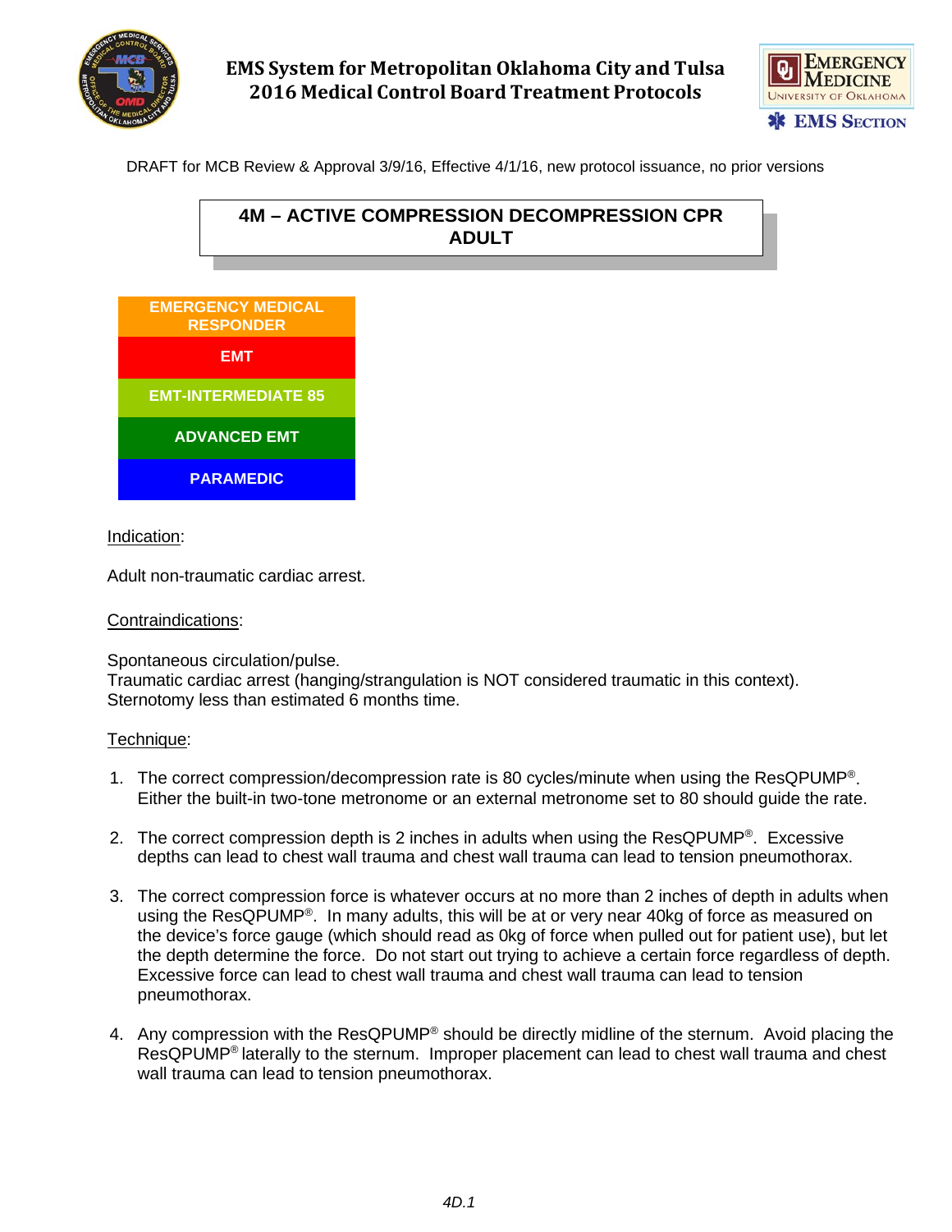# EMS System for Metropolitan Oklahoma City and Tulsa
## 2016 Medical Control Board Treatment Protocols

DRAFT for MCB Review & Approval 3/9/16, Effective 4/1/16, new protocol issuance, no prior versions

## 4M – ACTIVE COMPRESSION DECOMPRESSION CPR ADULT

| EMERGENCY MEDICAL RESPONDER |
|---|
| EMT |
| EMT-INTERMEDIATE 85 |
| ADVANCED EMT |
| PARAMEDIC |

Indication:

Adult non-traumatic cardiac arrest.

Contraindications:

Spontaneous circulation/pulse.
Traumatic cardiac arrest (hanging/strangulation is NOT considered traumatic in this context).
Sternotomy less than estimated 6 months time.

Technique:

1. The correct compression/decompression rate is 80 cycles/minute when using the ResQPUMP®. Either the built-in two-tone metronome or an external metronome set to 80 should guide the rate.

2. The correct compression depth is 2 inches in adults when using the ResQPUMP®. Excessive depths can lead to chest wall trauma and chest wall trauma can lead to tension pneumothorax.

3. The correct compression force is whatever occurs at no more than 2 inches of depth in adults when using the ResQPUMP®. In many adults, this will be at or very near 40kg of force as measured on the device's force gauge (which should read as 0kg of force when pulled out for patient use), but let the depth determine the force. Do not start out trying to achieve a certain force regardless of depth. Excessive force can lead to chest wall trauma and chest wall trauma can lead to tension pneumothorax.

4. Any compression with the ResQPUMP® should be directly midline of the sternum. Avoid placing the ResQPUMP® laterally to the sternum. Improper placement can lead to chest wall trauma and chest wall trauma can lead to tension pneumothorax.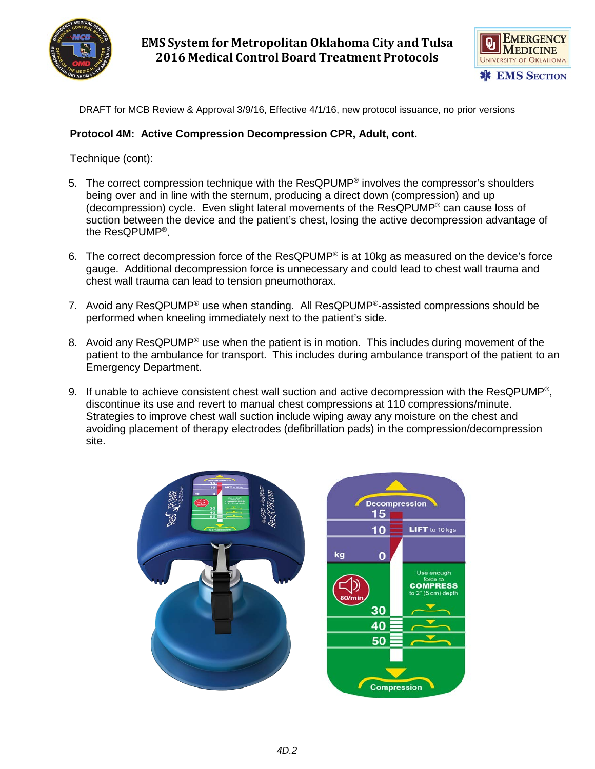DRAFT for MCB Review & Approval 3/9/16, Effective 4/1/16, new protocol issuance, no prior versions

**Protocol 4M: Active Compression Decompression CPR, Adult, cont.**

Technique (cont):

5. The correct compression technique with the ResQPUMP® involves the compressor's shoulders being over and in line with the sternum, producing a direct down (compression) and up (decompression) cycle. Even slight lateral movements of the ResQPUMP® can cause loss of suction between the device and the patient's chest, losing the active decompression advantage of the ResQPUMP®.

6. The correct decompression force of the ResQPUMP® is at 10kg as measured on the device's force gauge. Additional decompression force is unnecessary and could lead to chest wall trauma and chest wall trauma can lead to tension pneumothorax.

7. Avoid any ResQPUMP® use when standing. All ResQPUMP®-assisted compressions should be performed when kneeling immediately next to the patient's side.

8. Avoid any ResQPUMP® use when the patient is in motion. This includes during movement of the patient to the ambulance for transport. This includes during ambulance transport of the patient to an Emergency Department.

9. If unable to achieve consistent chest wall suction and active decompression with the ResQPUMP®, discontinue its use and revert to manual chest compressions at 110 compressions/minute. Strategies to improve chest wall suction include wiping away any moisture on the chest and avoiding placement of therapy electrodes (defibrillation pads) in the compression/decompression site.

Decompression
15
10
LIFT to 10 kgs
kg
0
80/min
Use enough force to COMPRESS to 2" (5 cm) depth
30
40
50
Compression